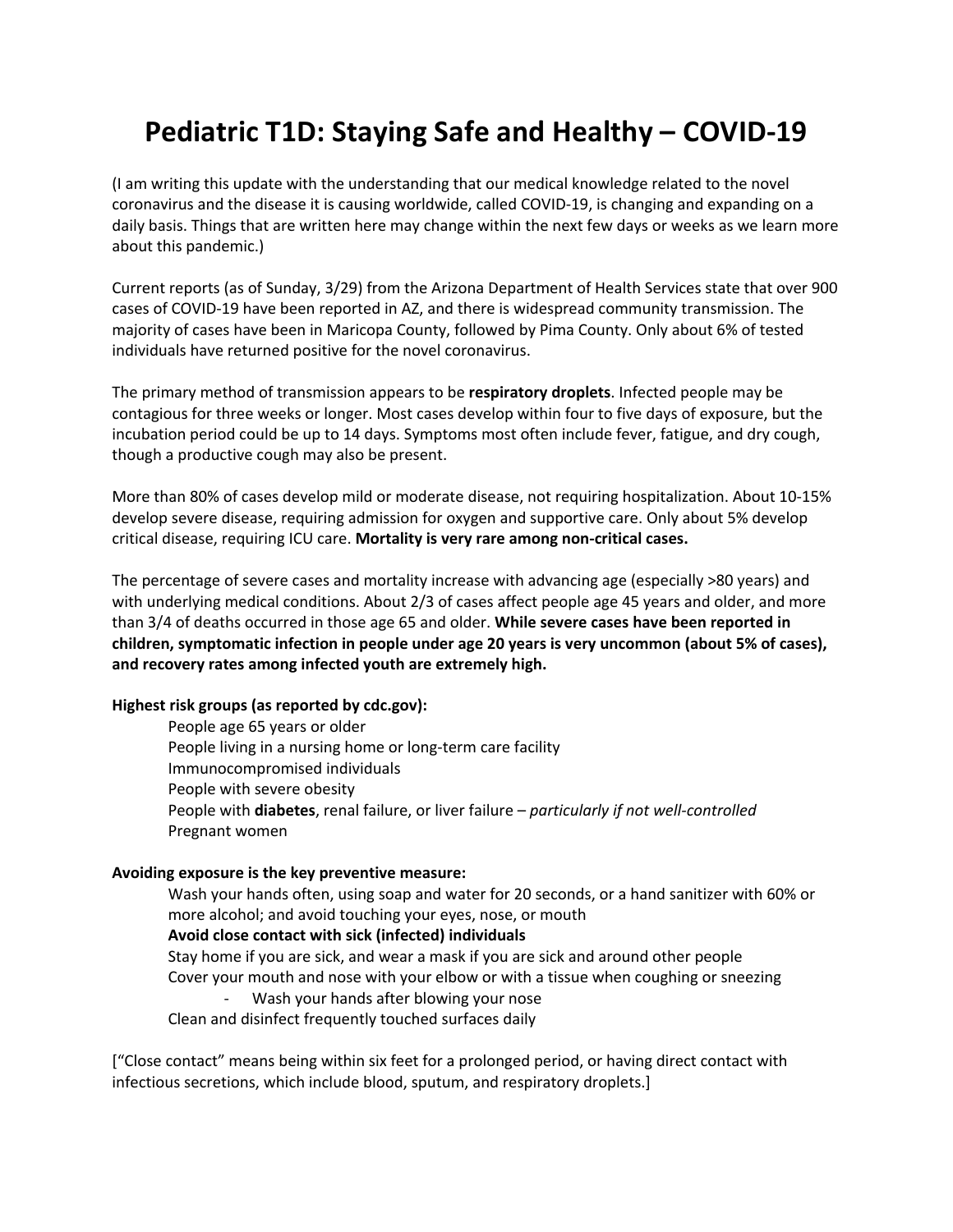# Pediatric T1D: Staying Safe and Healthy – COVID-19

(I am writing this update with the understanding that our medical knowledge related to the novel coronavirus and the disease it is causing worldwide, called COVID-19, is changing and expanding on a daily basis. Things that are written here may change within the next few days or weeks as we learn more about this pandemic.)

Current reports (as of Sunday, 3/29) from the Arizona Department of Health Services state that over 900 cases of COVID-19 have been reported in AZ, and there is widespread community transmission. The majority of cases have been in Maricopa County, followed by Pima County. Only about 6% of tested individuals have returned positive for the novel coronavirus.

The primary method of transmission appears to be **respiratory droplets**. Infected people may be contagious for three weeks or longer. Most cases develop within four to five days of exposure, but the incubation period could be up to 14 days. Symptoms most often include fever, fatigue, and dry cough, though a productive cough may also be present.

More than 80% of cases develop mild or moderate disease, not requiring hospitalization. About 10-15% develop severe disease, requiring admission for oxygen and supportive care. Only about 5% develop critical disease, requiring ICU care. **Mortality is very rare among non-critical cases.**

The percentage of severe cases and mortality increase with advancing age (especially >80 years) and with underlying medical conditions. About 2/3 of cases affect people age 45 years and older, and more than 3/4 of deaths occurred in those age 65 and older. **While severe cases have been reported in children, symptomatic infection in people under age 20 years is very uncommon (about 5% of cases), and recovery rates among infected youth are extremely high.**

**Highest risk groups (as reported by cdc.gov):**

- People age 65 years or older
- People living in a nursing home or long-term care facility
- Immunocompromised individuals
- People with severe obesity
- People with **diabetes**, renal failure, or liver failure – *particularly if not well-controlled*
- Pregnant women

**Avoiding exposure is the key preventive measure:**

- Wash your hands often, using soap and water for 20 seconds, or a hand sanitizer with 60% or more alcohol; and avoid touching your eyes, nose, or mouth
- **Avoid close contact with sick (infected) individuals**
- Stay home if you are sick, and wear a mask if you are sick and around other people
- Cover your mouth and nose with your elbow or with a tissue when coughing or sneezing
  - Wash your hands after blowing your nose
- Clean and disinfect frequently touched surfaces daily

["Close contact" means being within six feet for a prolonged period, or having direct contact with infectious secretions, which include blood, sputum, and respiratory droplets.]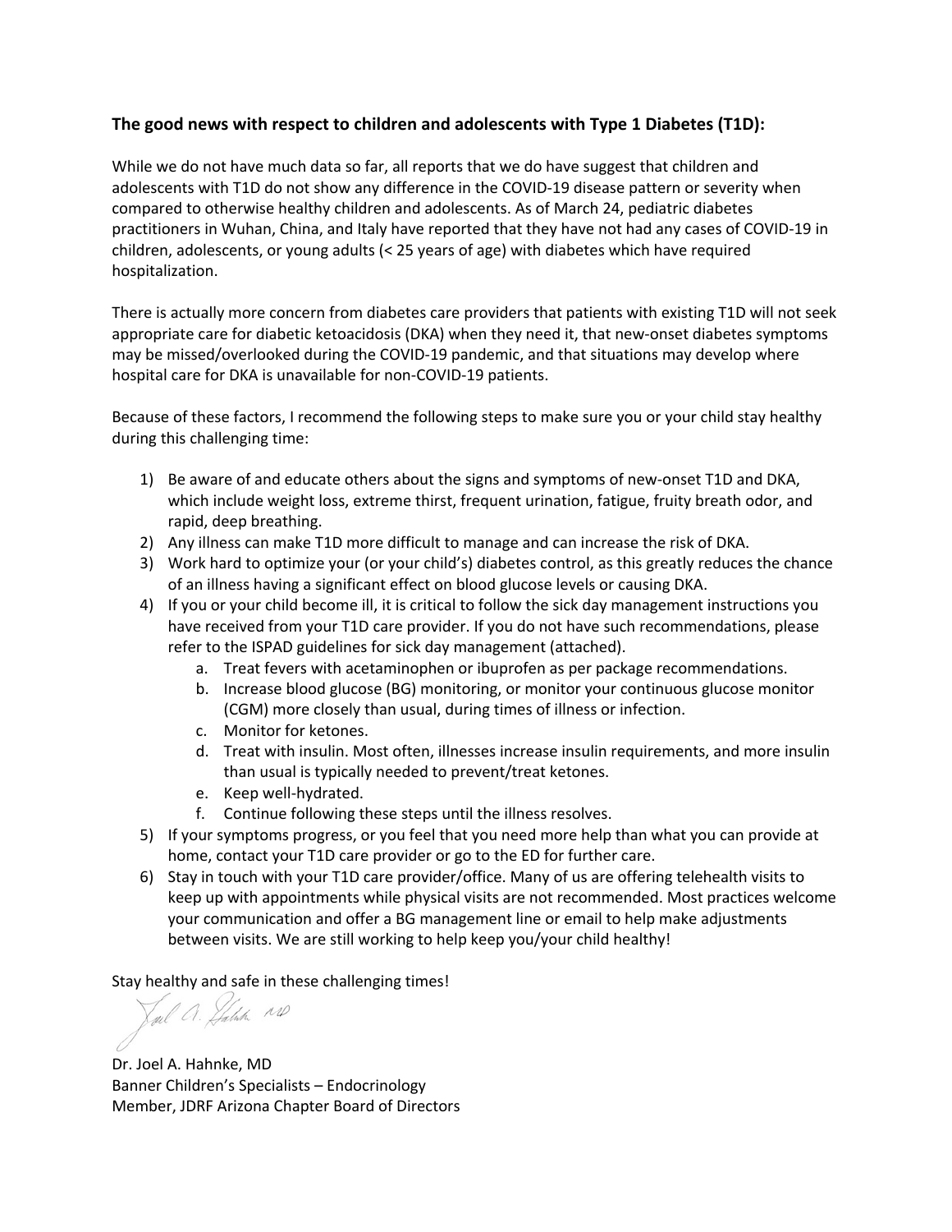**The good news with respect to children and adolescents with Type 1 Diabetes (T1D):**

While we do not have much data so far, all reports that we do have suggest that children and adolescents with T1D do not show any difference in the COVID-19 disease pattern or severity when compared to otherwise healthy children and adolescents. As of March 24, pediatric diabetes practitioners in Wuhan, China, and Italy have reported that they have not had any cases of COVID-19 in children, adolescents, or young adults (< 25 years of age) with diabetes which have required hospitalization.

There is actually more concern from diabetes care providers that patients with existing T1D will not seek appropriate care for diabetic ketoacidosis (DKA) when they need it, that new-onset diabetes symptoms may be missed/overlooked during the COVID-19 pandemic, and that situations may develop where hospital care for DKA is unavailable for non-COVID-19 patients.

Because of these factors, I recommend the following steps to make sure you or your child stay healthy during this challenging time:

1) Be aware of and educate others about the signs and symptoms of new-onset T1D and DKA, which include weight loss, extreme thirst, frequent urination, fatigue, fruity breath odor, and rapid, deep breathing.
2) Any illness can make T1D more difficult to manage and can increase the risk of DKA.
3) Work hard to optimize your (or your child's) diabetes control, as this greatly reduces the chance of an illness having a significant effect on blood glucose levels or causing DKA.
4) If you or your child become ill, it is critical to follow the sick day management instructions you have received from your T1D care provider. If you do not have such recommendations, please refer to the ISPAD guidelines for sick day management (attached).
    a. Treat fevers with acetaminophen or ibuprofen as per package recommendations.
    b. Increase blood glucose (BG) monitoring, or monitor your continuous glucose monitor (CGM) more closely than usual, during times of illness or infection.
    c. Monitor for ketones.
    d. Treat with insulin. Most often, illnesses increase insulin requirements, and more insulin than usual is typically needed to prevent/treat ketones.
    e. Keep well-hydrated.
    f. Continue following these steps until the illness resolves.
5) If your symptoms progress, or you feel that you need more help than what you can provide at home, contact your T1D care provider or go to the ED for further care.
6) Stay in touch with your T1D care provider/office. Many of us are offering telehealth visits to keep up with appointments while physical visits are not recommended. Most practices welcome your communication and offer a BG management line or email to help make adjustments between visits. We are still working to help keep you/your child healthy!

Stay healthy and safe in these challenging times!

Dr. Joel A. Hahnke, MD
Banner Children's Specialists – Endocrinology
Member, JDRF Arizona Chapter Board of Directors